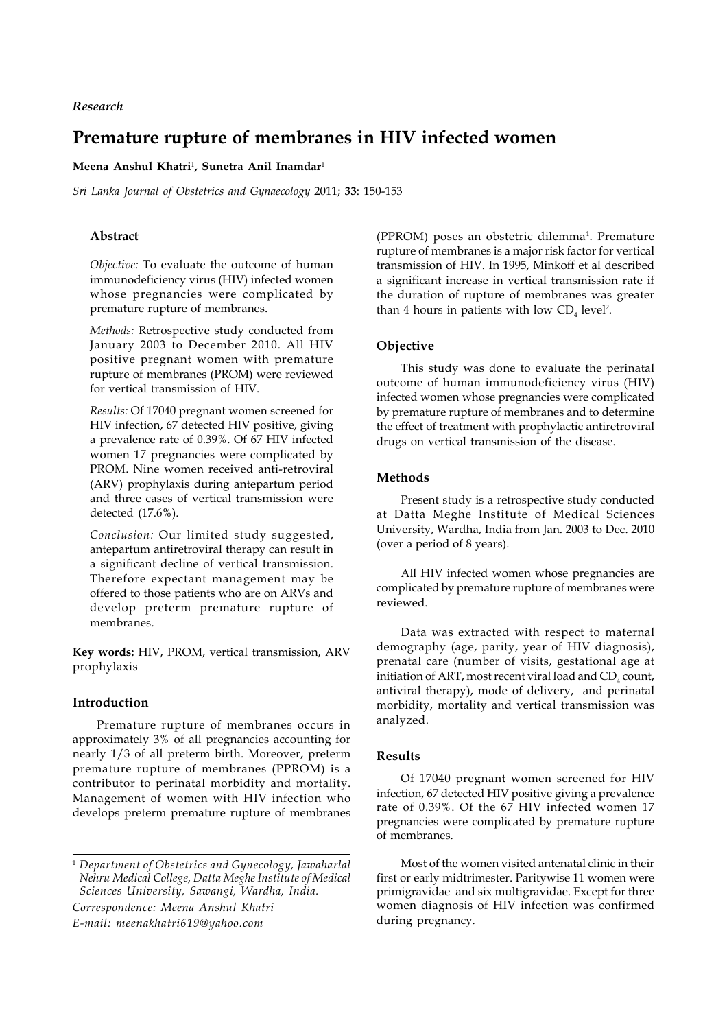*Research*

# Premature rupture of membranes in HIV infected women

**Meena Anshul Khatri**[1], **Sunetra Anil Inamdar**[1]

*Sri Lanka Journal of Obstetrics and Gynaecology* 2011; **33**: 150-153

## Abstract

*Objective:* To evaluate the outcome of human immunodeficiency virus (HIV) infected women whose pregnancies were complicated by premature rupture of membranes.

*Methods:* Retrospective study conducted from January 2003 to December 2010. All HIV positive pregnant women with premature rupture of membranes (PROM) were reviewed for vertical transmission of HIV.

*Results:* Of 17040 pregnant women screened for HIV infection, 67 detected HIV positive, giving a prevalence rate of 0.39%. Of 67 HIV infected women 17 pregnancies were complicated by PROM. Nine women received anti-retroviral (ARV) prophylaxis during antepartum period and three cases of vertical transmission were detected (17.6%).

*Conclusion:* Our limited study suggested, antepartum antiretroviral therapy can result in a significant decline of vertical transmission. Therefore expectant management may be offered to those patients who are on ARVs and develop preterm premature rupture of membranes.

**Key words:** HIV, PROM, vertical transmission, ARV prophylaxis

## Introduction

Premature rupture of membranes occurs in approximately 3% of all pregnancies accounting for nearly 1/3 of all preterm birth. Moreover, preterm premature rupture of membranes (PPROM) is a contributor to perinatal morbidity and mortality. Management of women with HIV infection who develops preterm premature rupture of membranes (PPROM) poses an obstetric dilemma[1]. Premature rupture of membranes is a major risk factor for vertical transmission of HIV. In 1995, Minkoff et al described a significant increase in vertical transmission rate if the duration of rupture of membranes was greater than 4 hours in patients with low $CD_4$ level[2].

## Objective

This study was done to evaluate the perinatal outcome of human immunodeficiency virus (HIV) infected women whose pregnancies were complicated by premature rupture of membranes and to determine the effect of treatment with prophylactic antiretroviral drugs on vertical transmission of the disease.

## Methods

Present study is a retrospective study conducted at Datta Meghe Institute of Medical Sciences University, Wardha, India from Jan. 2003 to Dec. 2010 (over a period of 8 years).

All HIV infected women whose pregnancies are complicated by premature rupture of membranes were reviewed.

Data was extracted with respect to maternal demography (age, parity, year of HIV diagnosis), prenatal care (number of visits, gestational age at initiation of ART, most recent viral load and $CD_4$ count, antiviral therapy), mode of delivery, and perinatal morbidity, mortality and vertical transmission was analyzed.

## Results

Of 17040 pregnant women screened for HIV infection, 67 detected HIV positive giving a prevalence rate of 0.39%. Of the 67 HIV infected women 17 pregnancies were complicated by premature rupture of membranes.

Most of the women visited antenatal clinic in their first or early midtrimester. Paritywise 11 women were primigravidae and six multigravidae. Except for three women diagnosis of HIV infection was confirmed during pregnancy.

[1] *Department of Obstetrics and Gynecology, Jawaharlal Nehru Medical College, Datta Meghe Institute of Medical Sciences University, Sawangi, Wardha, India.*

*Correspondence: Meena Anshul Khatri*

*E-mail: meenakhatri619@yahoo.com*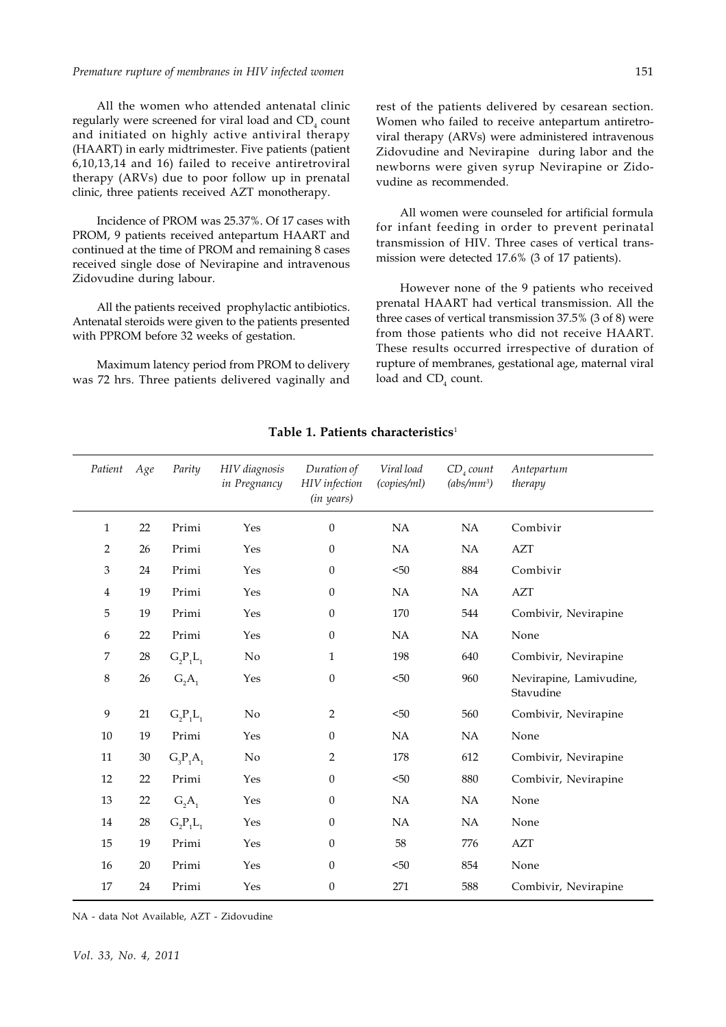All the women who attended antenatal clinic regularly were screened for viral load and $CD_4$ count and initiated on highly active antiviral therapy (HAART) in early midtrimester. Five patients (patient 6,10,13,14 and 16) failed to receive antiretroviral therapy (ARVs) due to poor follow up in prenatal clinic, three patients received AZT monotherapy.

Incidence of PROM was 25.37%. Of 17 cases with PROM, 9 patients received antepartum HAART and continued at the time of PROM and remaining 8 cases received single dose of Nevirapine and intravenous Zidovudine during labour.

All the patients received prophylactic antibiotics. Antenatal steroids were given to the patients presented with PPROM before 32 weeks of gestation.

Maximum latency period from PROM to delivery was 72 hrs. Three patients delivered vaginally and rest of the patients delivered by cesarean section. Women who failed to receive antepartum antiretroviral therapy (ARVs) were administered intravenous Zidovudine and Nevirapine during labor and the newborns were given syrup Nevirapine or Zidovudine as recommended.

All women were counseled for artificial formula for infant feeding in order to prevent perinatal transmission of HIV. Three cases of vertical transmission were detected 17.6% (3 of 17 patients).

However none of the 9 patients who received prenatal HAART had vertical transmission. All the three cases of vertical transmission 37.5% (3 of 8) were from those patients who did not receive HAART. These results occurred irrespective of duration of rupture of membranes, gestational age, maternal viral load and $CD_4$ count.

**Table 1. Patients characteristics**[1]

| *Patient* | *Age* | *Parity* | *HIV diagnosis in Pregnancy* | *Duration of HIV infection (in years)* | *Viral load (copies/ml)* | *$CD_4$ count ($abs/mm^3$)* | *Antepartum therapy* |
|---|---|---|---|---|---|---|---|
| 1 | 22 | Primi | Yes | 0 | NA | NA | Combivir |
| 2 | 26 | Primi | Yes | 0 | NA | NA | AZT |
| 3 | 24 | Primi | Yes | 0 | <50 | 884 | Combivir |
| 4 | 19 | Primi | Yes | 0 | NA | NA | AZT |
| 5 | 19 | Primi | Yes | 0 | 170 | 544 | Combivir, Nevirapine |
| 6 | 22 | Primi | Yes | 0 | NA | NA | None |
| 7 | 28 | $G_2P_1L_1$ | No | 1 | 198 | 640 | Combivir, Nevirapine |
| 8 | 26 | $G_2A_1$ | Yes | 0 | <50 | 960 | Nevirapine, Lamivudine, Stavudine |
| 9 | 21 | $G_2P_1L_1$ | No | 2 | <50 | 560 | Combivir, Nevirapine |
| 10 | 19 | Primi | Yes | 0 | NA | NA | None |
| 11 | 30 | $G_3P_1A_1$ | No | 2 | 178 | 612 | Combivir, Nevirapine |
| 12 | 22 | Primi | Yes | 0 | <50 | 880 | Combivir, Nevirapine |
| 13 | 22 | $G_2A_1$ | Yes | 0 | NA | NA | None |
| 14 | 28 | $G_2P_1L_1$ | Yes | 0 | NA | NA | None |
| 15 | 19 | Primi | Yes | 0 | 58 | 776 | AZT |
| 16 | 20 | Primi | Yes | 0 | <50 | 854 | None |
| 17 | 24 | Primi | Yes | 0 | 271 | 588 | Combivir, Nevirapine |

NA - data Not Available, AZT - Zidovudine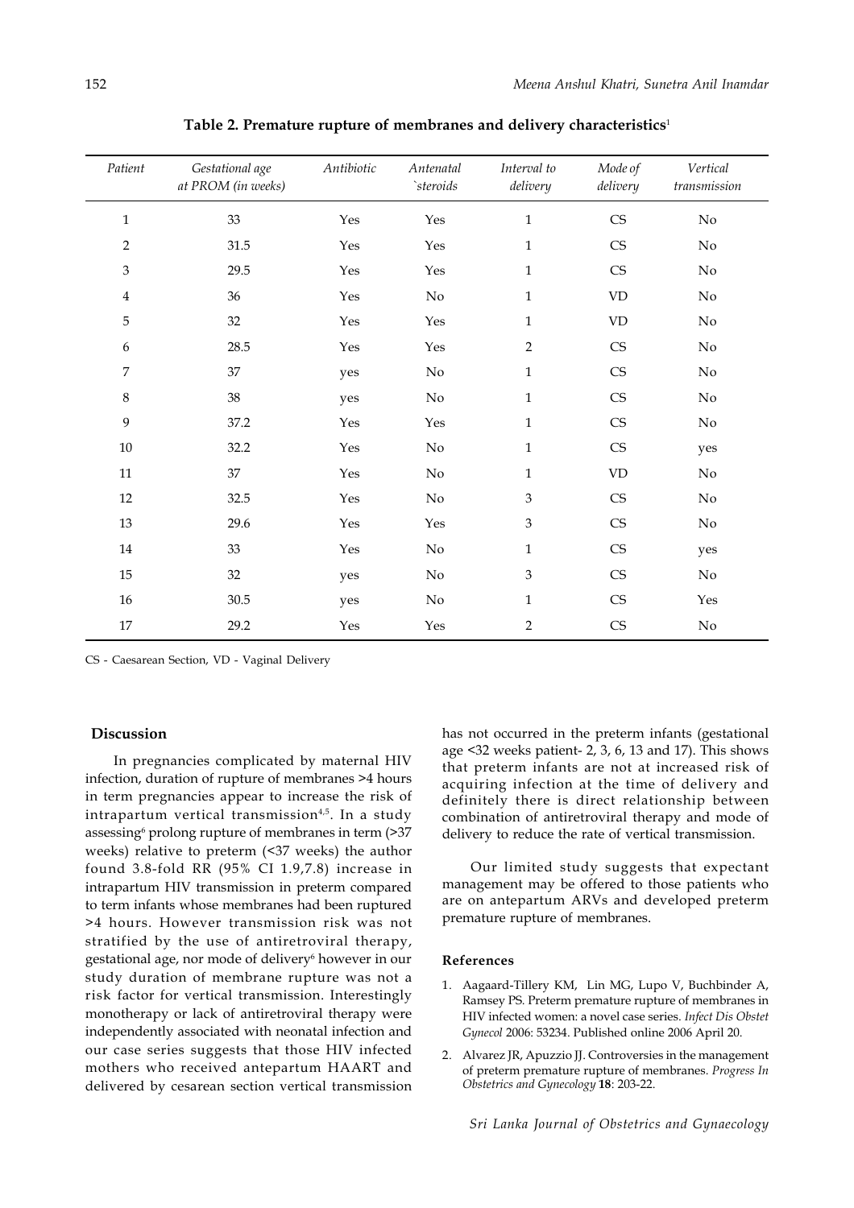**Table 2. Premature rupture of membranes and delivery characteristics**[1]

| *Patient* | *Gestational age at PROM (in weeks)* | *Antibiotic* | *Antenatal `steroids* | *Interval to delivery* | *Mode of delivery* | *Vertical transmission* |
|---|---|---|---|---|---|---|
| 1 | 33 | Yes | Yes | 1 | CS | No |
| 2 | 31.5 | Yes | Yes | 1 | CS | No |
| 3 | 29.5 | Yes | Yes | 1 | CS | No |
| 4 | 36 | Yes | No | 1 | VD | No |
| 5 | 32 | Yes | Yes | 1 | VD | No |
| 6 | 28.5 | Yes | Yes | 2 | CS | No |
| 7 | 37 | yes | No | 1 | CS | No |
| 8 | 38 | yes | No | 1 | CS | No |
| 9 | 37.2 | Yes | Yes | 1 | CS | No |
| 10 | 32.2 | Yes | No | 1 | CS | yes |
| 11 | 37 | Yes | No | 1 | VD | No |
| 12 | 32.5 | Yes | No | 3 | CS | No |
| 13 | 29.6 | Yes | Yes | 3 | CS | No |
| 14 | 33 | Yes | No | 1 | CS | yes |
| 15 | 32 | yes | No | 3 | CS | No |
| 16 | 30.5 | yes | No | 1 | CS | Yes |
| 17 | 29.2 | Yes | Yes | 2 | CS | No |

CS - Caesarean Section, VD - Vaginal Delivery

## Discussion

In pregnancies complicated by maternal HIV infection, duration of rupture of membranes >4 hours in term pregnancies appear to increase the risk of intrapartum vertical transmission[4,5]. In a study assessing[6] prolong rupture of membranes in term (>37 weeks) relative to preterm (<37 weeks) the author found 3.8-fold RR (95% CI 1.9,7.8) increase in intrapartum HIV transmission in preterm compared to term infants whose membranes had been ruptured >4 hours. However transmission risk was not stratified by the use of antiretroviral therapy, gestational age, nor mode of delivery[6] however in our study duration of membrane rupture was not a risk factor for vertical transmission. Interestingly monotherapy or lack of antiretroviral therapy were independently associated with neonatal infection and our case series suggests that those HIV infected mothers who received antepartum HAART and delivered by cesarean section vertical transmission has not occurred in the preterm infants (gestational age <32 weeks patient- 2, 3, 6, 13 and 17). This shows that preterm infants are not at increased risk of acquiring infection at the time of delivery and definitely there is direct relationship between combination of antiretroviral therapy and mode of delivery to reduce the rate of vertical transmission.

Our limited study suggests that expectant management may be offered to those patients who are on antepartum ARVs and developed preterm premature rupture of membranes.

### References

1. Aagaard-Tillery KM, Lin MG, Lupo V, Buchbinder A, Ramsey PS. Preterm premature rupture of membranes in HIV infected women: a novel case series. *Infect Dis Obstet Gynecol* 2006: 53234. Published online 2006 April 20.

2. Alvarez JR, Apuzzio JJ. Controversies in the management of preterm premature rupture of membranes. *Progress In Obstetrics and Gynecology* **18**: 203-22.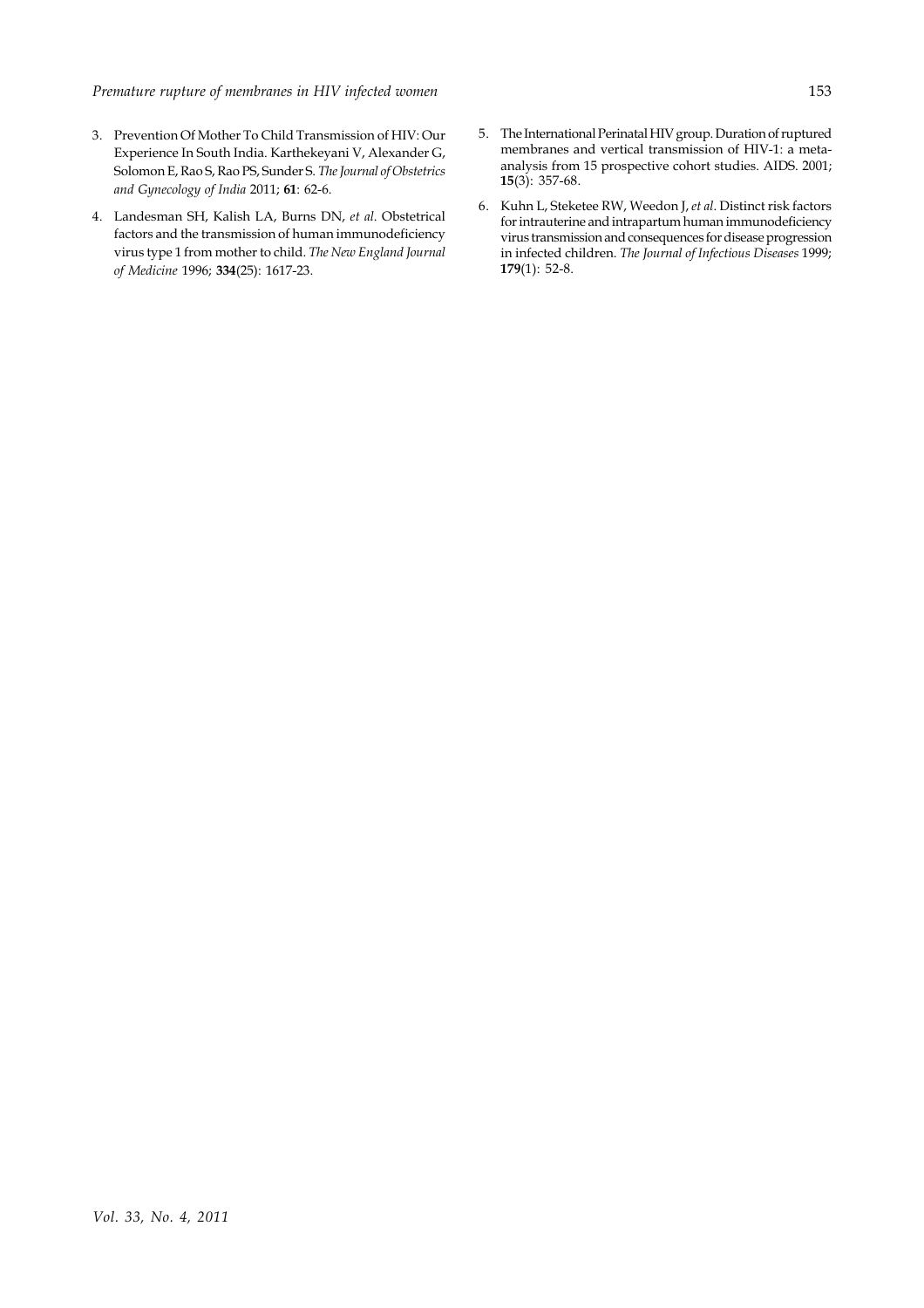3. Prevention Of Mother To Child Transmission of HIV: Our Experience In South India. Karthekeyani V, Alexander G, Solomon E, Rao S, Rao PS, Sunder S. *The Journal of Obstetrics and Gynecology of India* 2011; **61**: 62-6.

4. Landesman SH, Kalish LA, Burns DN, *et al*. Obstetrical factors and the transmission of human immunodeficiency virus type 1 from mother to child. *The New England Journal of Medicine* 1996; **334**(25): 1617-23.

5. The International Perinatal HIV group. Duration of ruptured membranes and vertical transmission of HIV-1: a meta-analysis from 15 prospective cohort studies. AIDS. 2001; **15**(3): 357-68.

6. Kuhn L, Steketee RW, Weedon J, *et al*. Distinct risk factors for intrauterine and intrapartum human immunodeficiency virus transmission and consequences for disease progression in infected children. *The Journal of Infectious Diseases* 1999; **179**(1): 52-8.